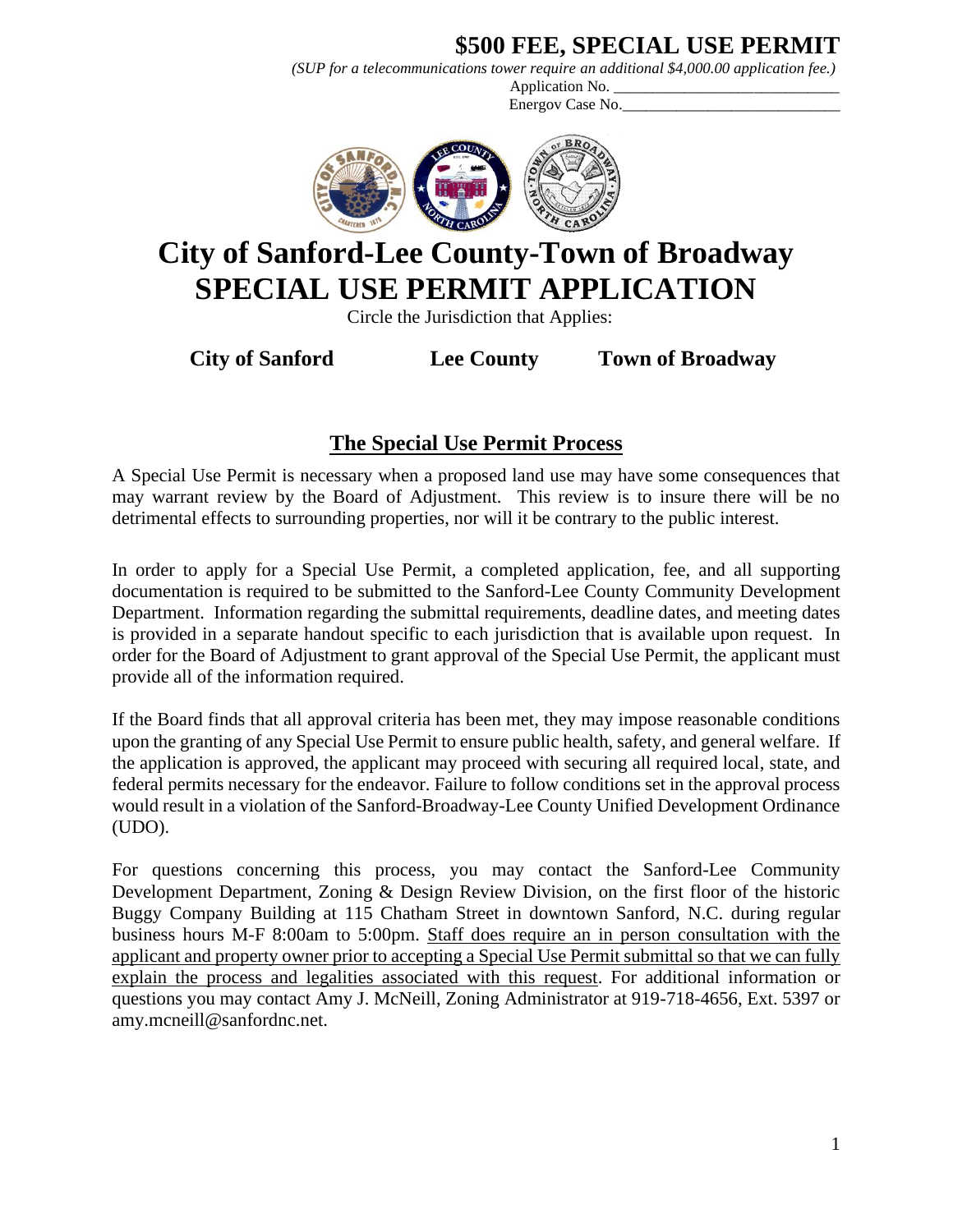# $500 FEE, SPECIAL USE PERMIT

*(SUP for a telecommunications tower require an additional $4,000.00 application fee.)*

Application No. ______________________________

Energov Case No.____________________________

# City of Sanford-Lee County-Town of Broadway
# SPECIAL USE PERMIT APPLICATION

Circle the Jurisdiction that Applies:

**City of Sanford** **Lee County** **Town of Broadway**

## The Special Use Permit Process

A Special Use Permit is necessary when a proposed land use may have some consequences that may warrant review by the Board of Adjustment. This review is to insure there will be no detrimental effects to surrounding properties, nor will it be contrary to the public interest.

In order to apply for a Special Use Permit, a completed application, fee, and all supporting documentation is required to be submitted to the Sanford-Lee County Community Development Department. Information regarding the submittal requirements, deadline dates, and meeting dates is provided in a separate handout specific to each jurisdiction that is available upon request. In order for the Board of Adjustment to grant approval of the Special Use Permit, the applicant must provide all of the information required.

If the Board finds that all approval criteria has been met, they may impose reasonable conditions upon the granting of any Special Use Permit to ensure public health, safety, and general welfare. If the application is approved, the applicant may proceed with securing all required local, state, and federal permits necessary for the endeavor. Failure to follow conditions set in the approval process would result in a violation of the Sanford-Broadway-Lee County Unified Development Ordinance (UDO).

For questions concerning this process, you may contact the Sanford-Lee Community Development Department, Zoning & Design Review Division, on the first floor of the historic Buggy Company Building at 115 Chatham Street in downtown Sanford, N.C. during regular business hours M-F 8:00am to 5:00pm. Staff does require an in person consultation with the applicant and property owner prior to accepting a Special Use Permit submittal so that we can fully explain the process and legalities associated with this request. For additional information or questions you may contact Amy J. McNeill, Zoning Administrator at 919-718-4656, Ext. 5397 or amy.mcneill@sanfordnc.net.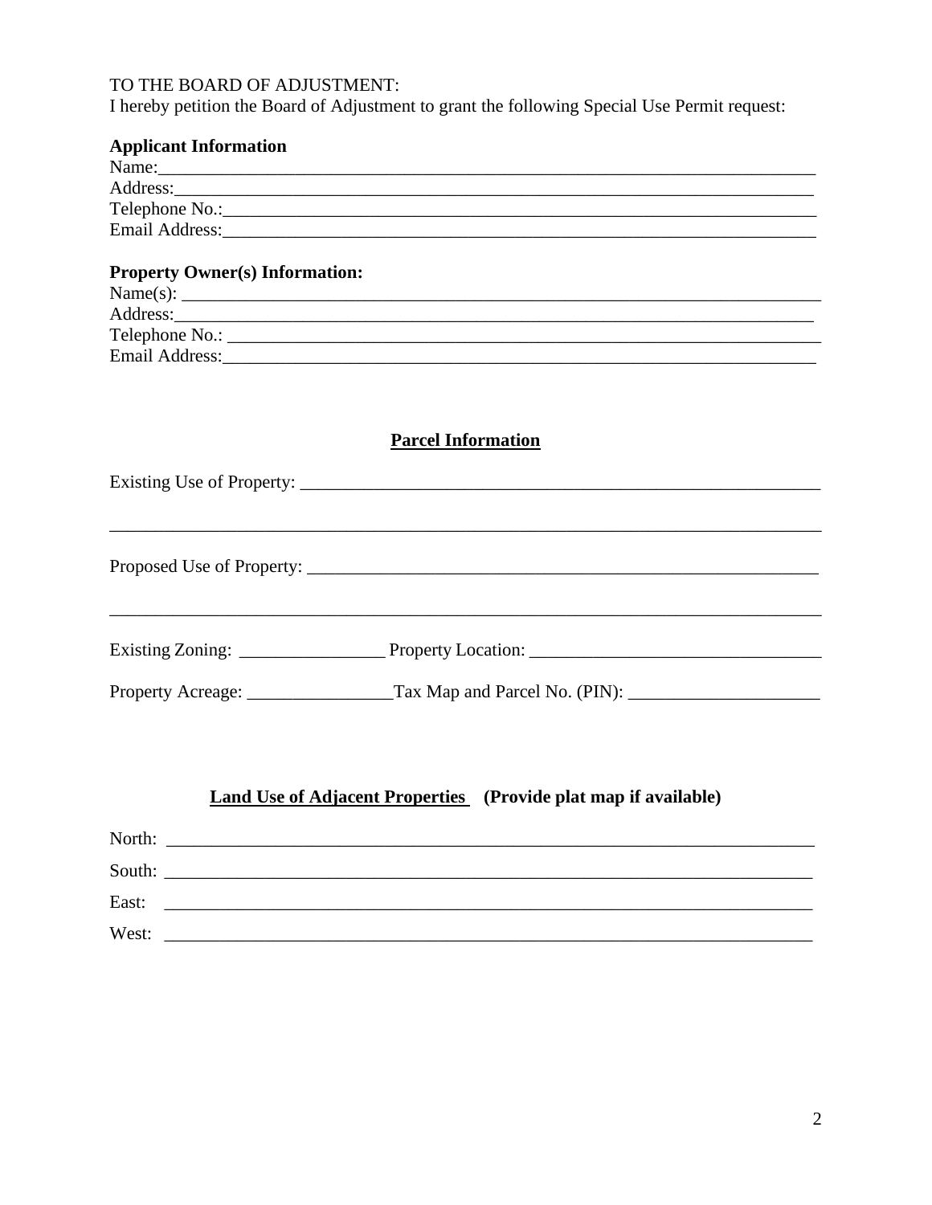TO THE BOARD OF ADJUSTMENT:
I hereby petition the Board of Adjustment to grant the following Special Use Permit request:

**Applicant Information**

Name:___________________________________________________________________________
Address:_________________________________________________________________________
Telephone No.:____________________________________________________________________
Email Address:____________________________________________________________________

**Property Owner(s) Information:**

Name(s): ________________________________________________________________________
Address:_________________________________________________________________________
Telephone No.: ___________________________________________________________________
Email Address:____________________________________________________________________

## Parcel Information

Existing Use of Property: _______________________________________________________

_______________________________________________________________________________

Proposed Use of Property: ______________________________________________________

_______________________________________________________________________________

Existing Zoning: ________________ Property Location: _______________________________

Property Acreage: ________________Tax Map and Parcel No. (PIN): _____________________

## Land Use of Adjacent Properties (Provide plat map if available)

North: _________________________________________________________________________

South: _________________________________________________________________________

East: __________________________________________________________________________

West: __________________________________________________________________________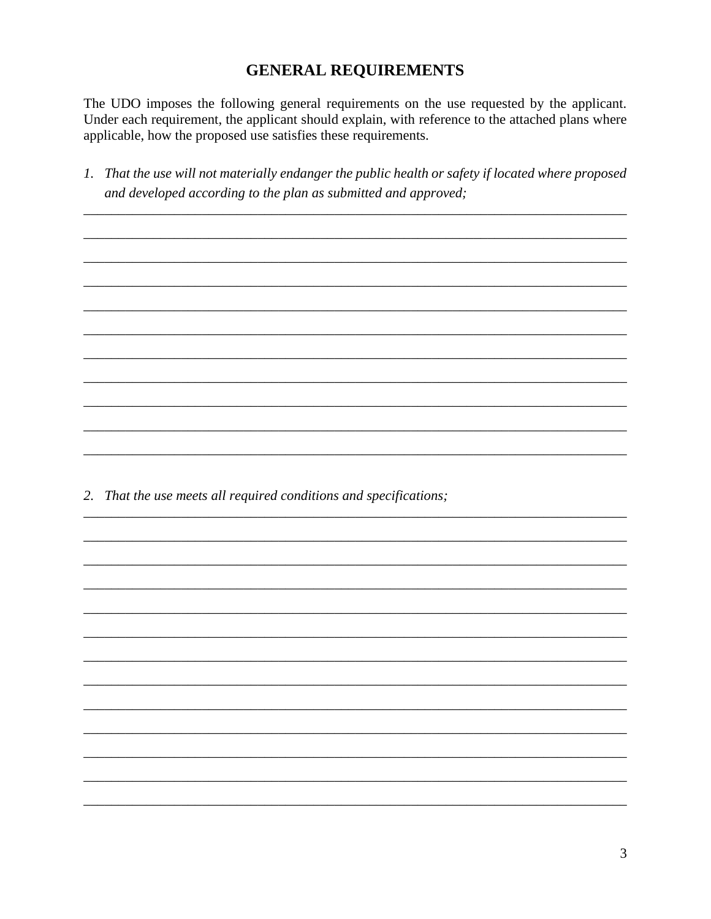## GENERAL REQUIREMENTS

The UDO imposes the following general requirements on the use requested by the applicant. Under each requirement, the applicant should explain, with reference to the attached plans where applicable, how the proposed use satisfies these requirements.

1. *That the use will not materially endanger the public health or safety if located where proposed and developed according to the plan as submitted and approved;*

___________________________________________________________________________
___________________________________________________________________________
___________________________________________________________________________
___________________________________________________________________________
___________________________________________________________________________
___________________________________________________________________________
___________________________________________________________________________
___________________________________________________________________________
___________________________________________________________________________
___________________________________________________________________________
___________________________________________________________________________

2. *That the use meets all required conditions and specifications;*

___________________________________________________________________________
___________________________________________________________________________
___________________________________________________________________________
___________________________________________________________________________
___________________________________________________________________________
___________________________________________________________________________
___________________________________________________________________________
___________________________________________________________________________
___________________________________________________________________________
___________________________________________________________________________
___________________________________________________________________________
___________________________________________________________________________
___________________________________________________________________________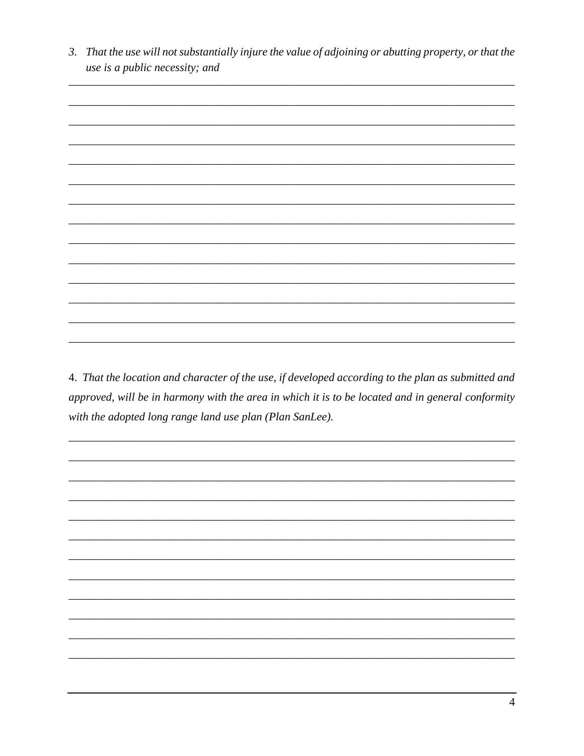3. *That the use will not substantially injure the value of adjoining or abutting property, or that the use is a public necessity; and*

\_\_\_\_\_\_\_\_\_\_\_\_\_\_\_\_\_\_\_\_\_\_\_\_\_\_\_\_\_\_\_\_\_\_\_\_\_\_\_\_\_\_\_\_\_\_\_\_\_\_\_\_\_\_\_\_\_\_\_\_\_\_\_\_\_\_\_\_\_\_\_\_\_\_\_\_\_\_

\_\_\_\_\_\_\_\_\_\_\_\_\_\_\_\_\_\_\_\_\_\_\_\_\_\_\_\_\_\_\_\_\_\_\_\_\_\_\_\_\_\_\_\_\_\_\_\_\_\_\_\_\_\_\_\_\_\_\_\_\_\_\_\_\_\_\_\_\_\_\_\_\_\_\_\_\_\_

\_\_\_\_\_\_\_\_\_\_\_\_\_\_\_\_\_\_\_\_\_\_\_\_\_\_\_\_\_\_\_\_\_\_\_\_\_\_\_\_\_\_\_\_\_\_\_\_\_\_\_\_\_\_\_\_\_\_\_\_\_\_\_\_\_\_\_\_\_\_\_\_\_\_\_\_\_\_

\_\_\_\_\_\_\_\_\_\_\_\_\_\_\_\_\_\_\_\_\_\_\_\_\_\_\_\_\_\_\_\_\_\_\_\_\_\_\_\_\_\_\_\_\_\_\_\_\_\_\_\_\_\_\_\_\_\_\_\_\_\_\_\_\_\_\_\_\_\_\_\_\_\_\_\_\_\_

4. *That the location and character of the use, if developed according to the plan as submitted and approved, will be in harmony with the area in which it is to be located and in general conformity with the adopted long range land use plan (Plan SanLee).*

\_\_\_\_\_\_\_\_\_\_\_\_\_\_\_\_\_\_\_\_\_\_\_\_\_\_\_\_\_\_\_\_\_\_\_\_\_\_\_\_\_\_\_\_\_\_\_\_\_\_\_\_\_\_\_\_\_\_\_\_\_\_\_\_\_\_\_\_\_\_\_\_\_\_\_\_\_\_

\_\_\_\_\_\_\_\_\_\_\_\_\_\_\_\_\_\_\_\_\_\_\_\_\_\_\_\_\_\_\_\_\_\_\_\_\_\_\_\_\_\_\_\_\_\_\_\_\_\_\_\_\_\_\_\_\_\_\_\_\_\_\_\_\_\_\_\_\_\_\_\_\_\_\_\_\_\_

\_\_\_\_\_\_\_\_\_\_\_\_\_\_\_\_\_\_\_\_\_\_\_\_\_\_\_\_\_\_\_\_\_\_\_\_\_\_\_\_\_\_\_\_\_\_\_\_\_\_\_\_\_\_\_\_\_\_\_\_\_\_\_\_\_\_\_\_\_\_\_\_\_\_\_\_\_\_

\_\_\_\_\_\_\_\_\_\_\_\_\_\_\_\_\_\_\_\_\_\_\_\_\_\_\_\_\_\_\_\_\_\_\_\_\_\_\_\_\_\_\_\_\_\_\_\_\_\_\_\_\_\_\_\_\_\_\_\_\_\_\_\_\_\_\_\_\_\_\_\_\_\_\_\_\_\_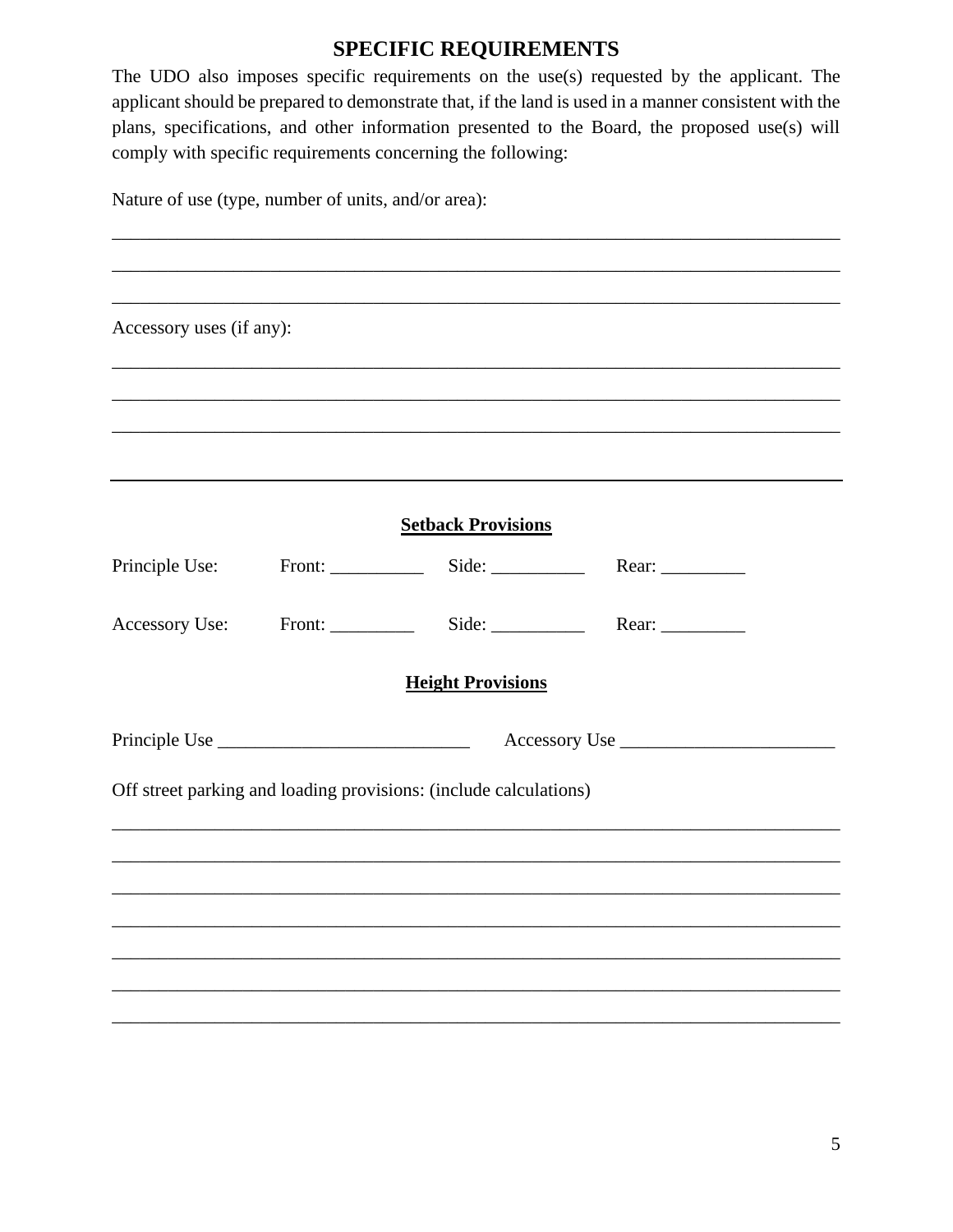## SPECIFIC REQUIREMENTS

The UDO also imposes specific requirements on the use(s) requested by the applicant. The applicant should be prepared to demonstrate that, if the land is used in a manner consistent with the plans, specifications, and other information presented to the Board, the proposed use(s) will comply with specific requirements concerning the following:

Nature of use (type, number of units, and/or area):

______________________________________________________________________________

______________________________________________________________________________

______________________________________________________________________________

Accessory uses (if any):

______________________________________________________________________________

______________________________________________________________________________

______________________________________________________________________________

---

**Setback Provisions**

Principle Use: Front: __________ Side: __________ Rear: _________

Accessory Use: Front: _________ Side: __________ Rear: _________

**Height Provisions**

Principle Use ___________________________ Accessory Use _______________________

Off street parking and loading provisions: (include calculations)

______________________________________________________________________________

______________________________________________________________________________

______________________________________________________________________________

______________________________________________________________________________

______________________________________________________________________________

______________________________________________________________________________

______________________________________________________________________________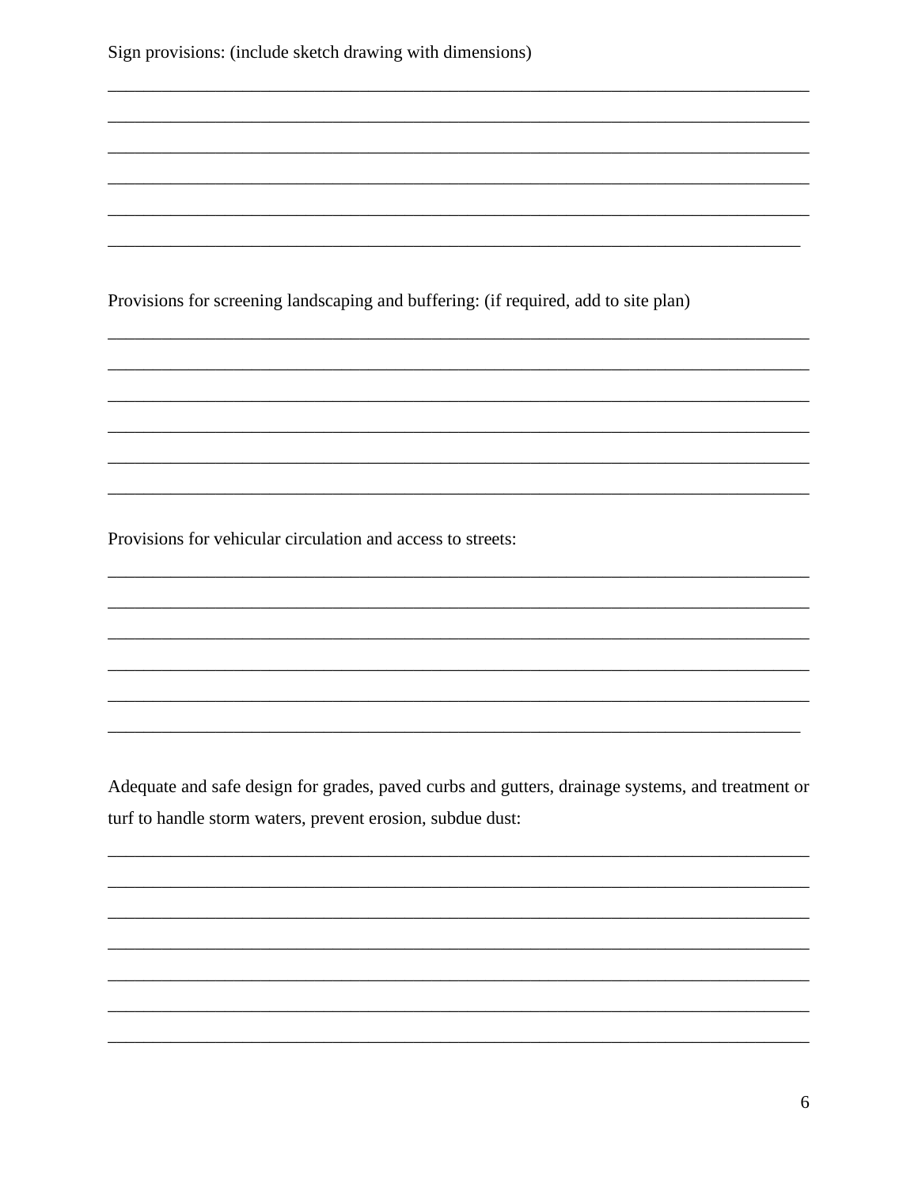Sign provisions: (include sketch drawing with dimensions)

________________________________________________________________________________

________________________________________________________________________________

________________________________________________________________________________

________________________________________________________________________________

________________________________________________________________________________

_______________________________________________________________________________

Provisions for screening landscaping and buffering: (if required, add to site plan)

________________________________________________________________________________

________________________________________________________________________________

________________________________________________________________________________

________________________________________________________________________________

________________________________________________________________________________

________________________________________________________________________________

Provisions for vehicular circulation and access to streets:

________________________________________________________________________________

________________________________________________________________________________

________________________________________________________________________________

________________________________________________________________________________

________________________________________________________________________________

_______________________________________________________________________________

Adequate and safe design for grades, paved curbs and gutters, drainage systems, and treatment or turf to handle storm waters, prevent erosion, subdue dust:

________________________________________________________________________________

________________________________________________________________________________

________________________________________________________________________________

________________________________________________________________________________

________________________________________________________________________________

________________________________________________________________________________

________________________________________________________________________________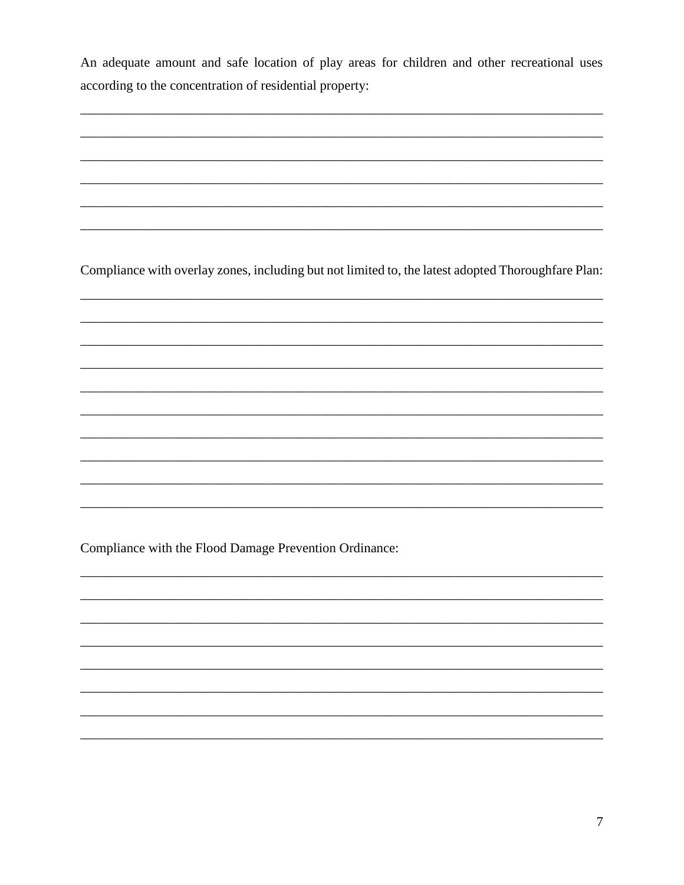An adequate amount and safe location of play areas for children and other recreational uses according to the concentration of residential property:

______________________________________________________________________________

______________________________________________________________________________

______________________________________________________________________________

______________________________________________________________________________

______________________________________________________________________________

______________________________________________________________________________

Compliance with overlay zones, including but not limited to, the latest adopted Thoroughfare Plan:

______________________________________________________________________________

______________________________________________________________________________

______________________________________________________________________________

______________________________________________________________________________

______________________________________________________________________________

______________________________________________________________________________

______________________________________________________________________________

______________________________________________________________________________

______________________________________________________________________________

______________________________________________________________________________

Compliance with the Flood Damage Prevention Ordinance:

______________________________________________________________________________

______________________________________________________________________________

______________________________________________________________________________

______________________________________________________________________________

______________________________________________________________________________

______________________________________________________________________________

______________________________________________________________________________

______________________________________________________________________________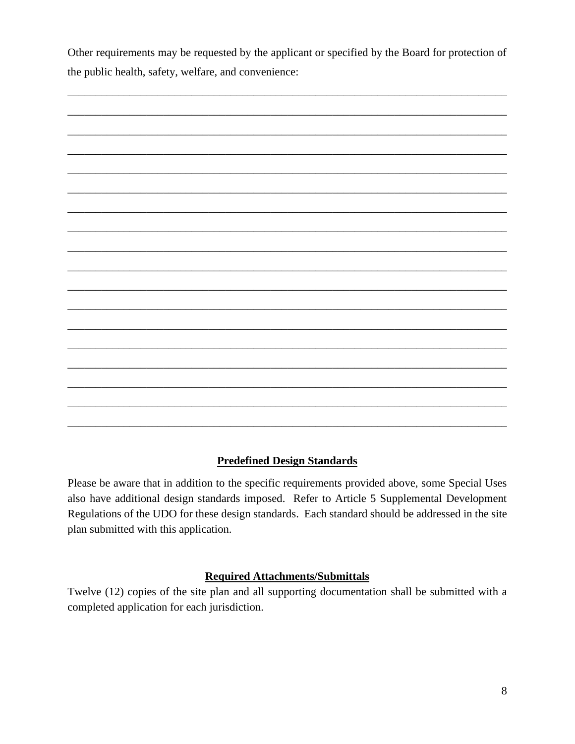Other requirements may be requested by the applicant or specified by the Board for protection of the public health, safety, welfare, and convenience:

_____________________________________________________________________________

_____________________________________________________________________________

_____________________________________________________________________________

_____________________________________________________________________________

_____________________________________________________________________________

_____________________________________________________________________________

_____________________________________________________________________________

_____________________________________________________________________________

_____________________________________________________________________________

_____________________________________________________________________________

_____________________________________________________________________________

_____________________________________________________________________________

_____________________________________________________________________________

_____________________________________________________________________________

_____________________________________________________________________________

_____________________________________________________________________________

_____________________________________________________________________________

_____________________________________________________________________________

## **Predefined Design Standards**

Please be aware that in addition to the specific requirements provided above, some Special Uses also have additional design standards imposed. Refer to Article 5 Supplemental Development Regulations of the UDO for these design standards. Each standard should be addressed in the site plan submitted with this application.

## **Required Attachments/Submittals**

Twelve (12) copies of the site plan and all supporting documentation shall be submitted with a completed application for each jurisdiction.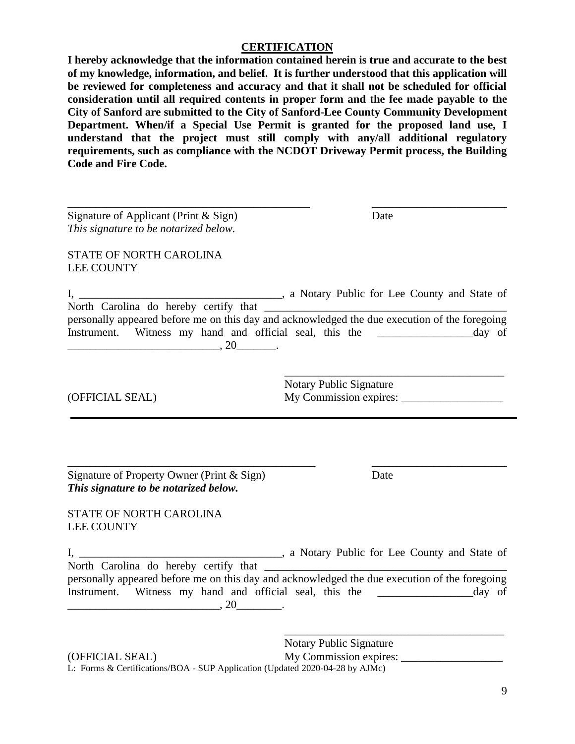## CERTIFICATION

**I hereby acknowledge that the information contained herein is true and accurate to the best of my knowledge, information, and belief. It is further understood that this application will be reviewed for completeness and accuracy and that it shall not be scheduled for official consideration until all required contents in proper form and the fee made payable to the City of Sanford are submitted to the City of Sanford-Lee County Community Development Department. When/if a Special Use Permit is granted for the proposed land use, I understand that the project must still comply with any/all additional regulatory requirements, such as compliance with the NCDOT Driveway Permit process, the Building Code and Fire Code.**

\_\_\_\_\_\_\_\_\_\_\_\_\_\_\_\_\_\_\_\_\_\_\_\_\_\_\_\_\_\_\_\_\_\_\_\_\_\_\_\_\_\_ \_\_\_\_\_\_\_\_\_\_\_\_\_\_\_\_\_\_\_\_\_\_\_\_

Signature of Applicant (Print & Sign) Date

*This signature to be notarized below.*

STATE OF NORTH CAROLINA
LEE COUNTY

I, \_\_\_\_\_\_\_\_\_\_\_\_\_\_\_\_\_\_\_\_\_\_\_\_\_\_\_\_\_\_\_\_\_\_\_\_, a Notary Public for Lee County and State of North Carolina do hereby certify that \_\_\_\_\_\_\_\_\_\_\_\_\_\_\_\_\_\_\_\_\_\_\_\_\_\_\_\_\_\_\_\_\_\_\_\_\_\_\_\_\_\_ personally appeared before me on this day and acknowledged the due execution of the foregoing Instrument. Witness my hand and official seal, this the \_\_\_\_\_\_\_\_\_\_\_\_\_\_\_\_\_day of \_\_\_\_\_\_\_\_\_\_\_\_\_\_\_\_\_\_\_\_\_\_\_\_\_\_\_, 20\_\_\_\_\_\_\_.

\_\_\_\_\_\_\_\_\_\_\_\_\_\_\_\_\_\_\_\_\_\_\_\_\_\_\_\_\_\_\_\_\_\_\_\_\_\_\_

Notary Public Signature

(OFFICIAL SEAL) My Commission expires: \_\_\_\_\_\_\_\_\_\_\_\_\_\_\_\_\_\_

---

\_\_\_\_\_\_\_\_\_\_\_\_\_\_\_\_\_\_\_\_\_\_\_\_\_\_\_\_\_\_\_\_\_\_\_\_\_\_\_\_\_\_ \_\_\_\_\_\_\_\_\_\_\_\_\_\_\_\_\_\_\_\_\_\_\_\_

Signature of Property Owner (Print & Sign) Date

***This signature to be notarized below.***

STATE OF NORTH CAROLINA
LEE COUNTY

I, \_\_\_\_\_\_\_\_\_\_\_\_\_\_\_\_\_\_\_\_\_\_\_\_\_\_\_\_\_\_\_\_\_\_\_\_, a Notary Public for Lee County and State of North Carolina do hereby certify that \_\_\_\_\_\_\_\_\_\_\_\_\_\_\_\_\_\_\_\_\_\_\_\_\_\_\_\_\_\_\_\_\_\_\_\_\_\_\_\_\_\_ personally appeared before me on this day and acknowledged the due execution of the foregoing Instrument. Witness my hand and official seal, this the \_\_\_\_\_\_\_\_\_\_\_\_\_\_\_\_\_day of \_\_\_\_\_\_\_\_\_\_\_\_\_\_\_\_\_\_\_\_\_\_\_\_\_\_\_, 20\_\_\_\_\_\_\_\_.

\_\_\_\_\_\_\_\_\_\_\_\_\_\_\_\_\_\_\_\_\_\_\_\_\_\_\_\_\_\_\_\_\_\_\_\_\_\_\_

Notary Public Signature

(OFFICIAL SEAL) My Commission expires: \_\_\_\_\_\_\_\_\_\_\_\_\_\_\_\_\_\_

L: Forms & Certifications/BOA - SUP Application (Updated 2020-04-28 by AJMc)